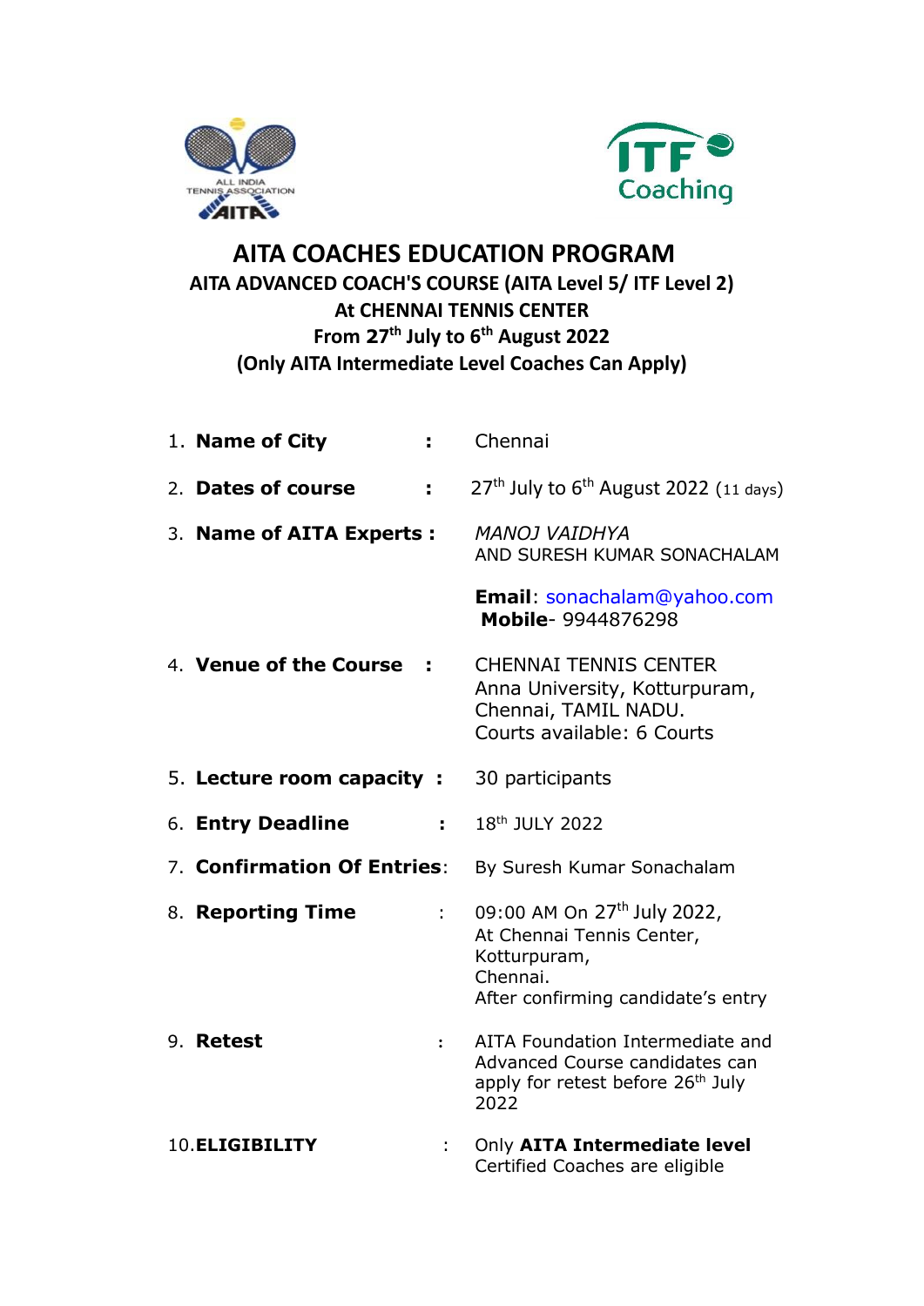# AITA COACHES EDUCATION PROGRAM

## AITA ADVANCED COACH'S COURSE (AITA Level 5/ ITF Level 2)

## At CHENNAI TENNIS CENTER

## From 27th July to 6th August 2022

## (Only AITA Intermediate Level Coaches Can Apply)

| | | |
|---|---|---|
| 1. **Name of City** | : | Chennai |
| 2. **Dates of course** | : | 27th July to 6th August 2022 (11 days) |
| 3. **Name of AITA Experts** | : | *MANOJ VAIDHYA* AND SURESH KUMAR SONACHALAM<br><br>**Email**: sonachalam@yahoo.com<br>**Mobile**- 9944876298 |
| 4. **Venue of the Course** | : | CHENNAI TENNIS CENTER<br>Anna University, Kotturpuram, Chennai, TAMIL NADU.<br>Courts available: 6 Courts |
| 5. **Lecture room capacity** | : | 30 participants |
| 6. **Entry Deadline** | : | 18th JULY 2022 |
| 7. **Confirmation Of Entries** | : | By Suresh Kumar Sonachalam |
| 8. **Reporting Time** | : | 09:00 AM On 27th July 2022,<br>At Chennai Tennis Center,<br>Kotturpuram,<br>Chennai.<br>After confirming candidate's entry |
| 9. **Retest** | : | AITA Foundation Intermediate and Advanced Course candidates can apply for retest before 26th July 2022 |
| 10. **ELIGIBILITY** | : | Only **AITA Intermediate level** Certified Coaches are eligible |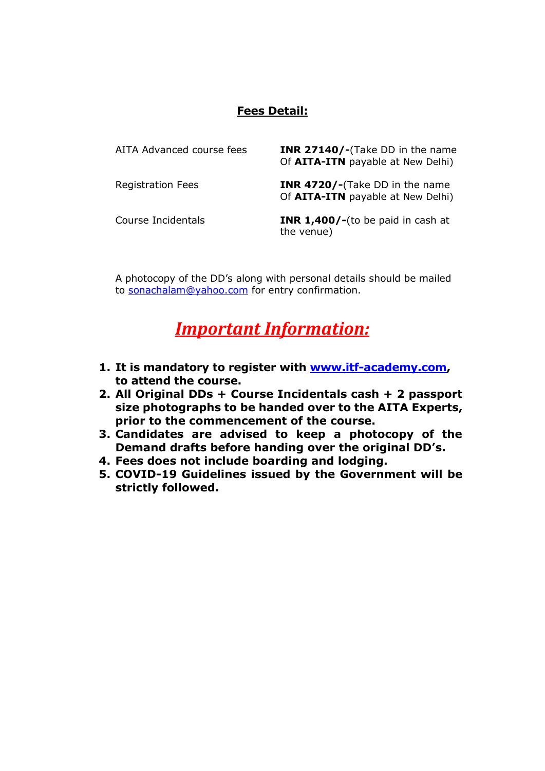## Fees Detail:

| | |
|---|---|
| AITA Advanced course fees | **INR 27140/-**(Take DD in the name Of **AITA-ITN** payable at New Delhi) |
| Registration Fees | **INR 4720/-**(Take DD in the name Of **AITA-ITN** payable at New Delhi) |
| Course Incidentals | **INR 1,400/-**(to be paid in cash at the venue) |

A photocopy of the DD's along with personal details should be mailed to sonachalam@yahoo.com for entry confirmation.

# *Important Information:*

1. **It is mandatory to register with www.itf-academy.com, to attend the course.**
2. **All Original DDs + Course Incidentals cash + 2 passport size photographs to be handed over to the AITA Experts, prior to the commencement of the course.**
3. **Candidates are advised to keep a photocopy of the Demand drafts before handing over the original DD's.**
4. **Fees does not include boarding and lodging.**
5. **COVID-19 Guidelines issued by the Government will be strictly followed.**